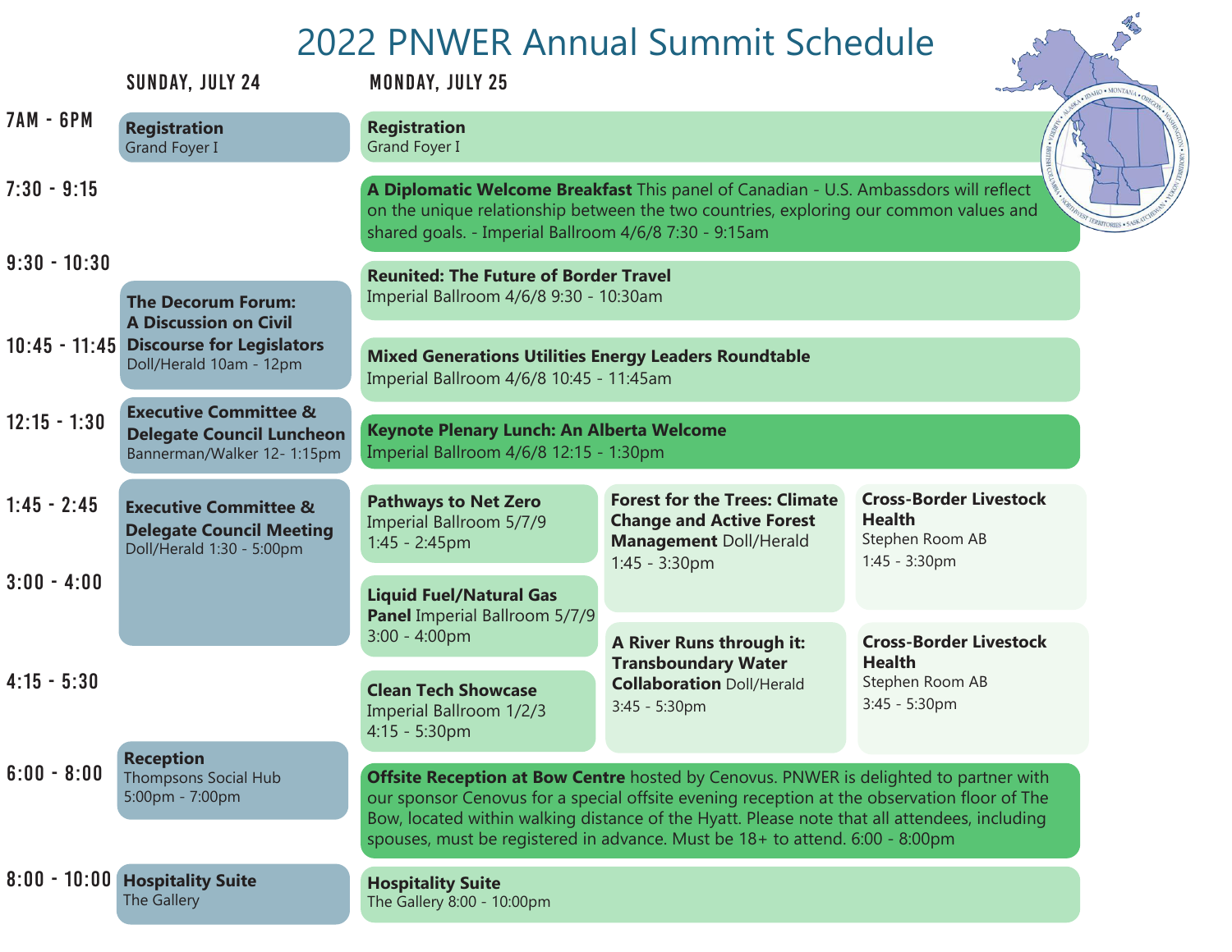# 2022 PNWER Annual Summit Schedule

| Time | Sunday, July 24 | Monday, July 25 | | |
|---|---|---|---|---|
| 7AM - 6PM | **Registration** Grand Foyer I | **Registration** Grand Foyer I | | |
| 7:30 - 9:15 | | **A Diplomatic Welcome Breakfast** This panel of Canadian - U.S. Ambassadors will reflect on the unique relationship between the two countries, exploring our common values and shared goals. - Imperial Ballroom 4/6/8 7:30 - 9:15am | | |
| 9:30 - 10:30 | **The Decorum Forum: A Discussion on Civil Discourse for Legislators** Doll/Herald 10am - 12pm | **Reunited: The Future of Border Travel** Imperial Ballroom 4/6/8 9:30 - 10:30am | | |
| 10:45 - 11:45 | | **Mixed Generations Utilities Energy Leaders Roundtable** Imperial Ballroom 4/6/8 10:45 - 11:45am | | |
| 12:15 - 1:30 | **Executive Committee & Delegate Council Luncheon** Bannerman/Walker 12- 1:15pm | **Keynote Plenary Lunch: An Alberta Welcome** Imperial Ballroom 4/6/8 12:15 - 1:30pm | | |
| 1:45 - 2:45 | **Executive Committee & Delegate Council Meeting** Doll/Herald 1:30 - 5:00pm | **Pathways to Net Zero** Imperial Ballroom 5/7/9 1:45 - 2:45pm | **Forest for the Trees: Climate Change and Active Forest Management** Doll/Herald 1:45 - 3:30pm | **Cross-Border Livestock Health** Stephen Room AB 1:45 - 3:30pm |
| 3:00 - 4:00 | | **Liquid Fuel/Natural Gas Panel** Imperial Ballroom 5/7/9 3:00 - 4:00pm | **A River Runs through it: Transboundary Water Collaboration** Doll/Herald 3:45 - 5:30pm | **Cross-Border Livestock Health** Stephen Room AB 3:45 - 5:30pm |
| 4:15 - 5:30 | | **Clean Tech Showcase** Imperial Ballroom 1/2/3 4:15 - 5:30pm | | |
| 6:00 - 8:00 | **Reception** Thompsons Social Hub 5:00pm - 7:00pm | **Offsite Reception at Bow Centre** hosted by Cenovus. PNWER is delighted to partner with our sponsor Cenovus for a special offsite evening reception at the observation floor of The Bow, located within walking distance of the Hyatt. Please note that all attendees, including spouses, must be registered in advance. Must be 18+ to attend. 6:00 - 8:00pm | | |
| 8:00 - 10:00 | **Hospitality Suite** The Gallery | **Hospitality Suite** The Gallery 8:00 - 10:00pm | | |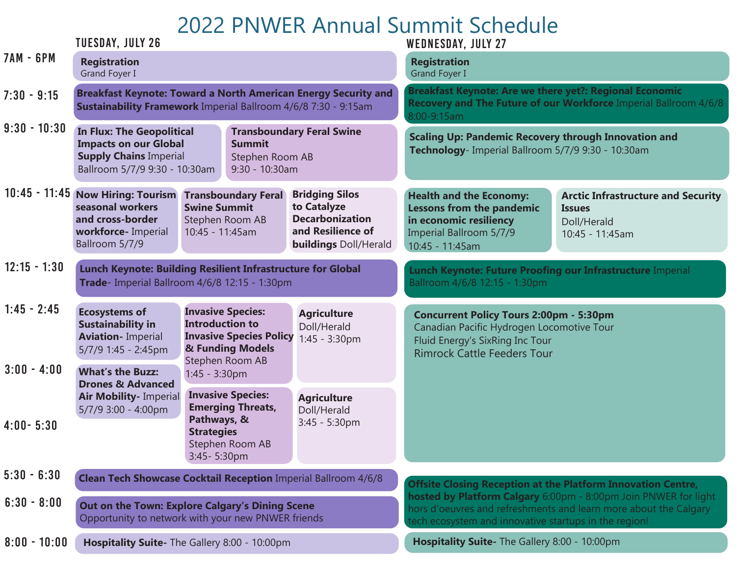# 2022 PNWER Annual Summit Schedule

## Tuesday, July 26

**7AM - 6PM**

**Registration**
Grand Foyer I

**7:30 - 9:15**

**Breakfast Keynote: Toward a North American Energy Security and Sustainability Framework** Imperial Ballroom 4/6/8 7:30 - 9:15am

**9:30 - 10:30**

**In Flux: The Geopolitical Impacts on our Global Supply Chains** Imperial Ballroom 5/7/9 9:30 - 10:30am

**Transboundary Feral Swine Summit**
Stephen Room AB
9:30 - 10:30am

**10:45 - 11:45**

**Now Hiring: Tourism seasonal workers and cross-border workforce**- Imperial Ballroom 5/7/9

**Transboundary Feral Swine Summit**
Stephen Room AB
10:45 - 11:45am

**Bridging Silos to Catalyze Decarbonization and Resilience of buildings** Doll/Herald

**12:15 - 1:30**

**Lunch Keynote: Building Resilient Infrastructure for Global Trade**- Imperial Ballroom 4/6/8 12:15 - 1:30pm

**1:45 - 2:45**

**Ecosystems of Sustainability in Aviation**- Imperial 5/7/9 1:45 - 2:45pm

**Invasive Species: Introduction to Invasive Species Policy & Funding Models**
Stephen Room AB
1:45 - 3:30pm

**Agriculture**
Doll/Herald
1:45 - 3:30pm

**3:00 - 4:00**

**What's the Buzz: Drones & Advanced Air Mobility**- Imperial 5/7/9 3:00 - 4:00pm

**4:00- 5:30**

**Invasive Species: Emerging Threats, Pathways, & Strategies**
Stephen Room AB
3:45- 5:30pm

**Agriculture**
Doll/Herald
3:45 - 5:30pm

**5:30 - 6:30**

**Clean Tech Showcase Cocktail Reception** Imperial Ballroom 4/6/8

**6:30 - 8:00**

**Out on the Town: Explore Calgary's Dining Scene**
Opportunity to network with your new PNWER friends

**8:00 - 10:00**

**Hospitality Suite**- The Gallery 8:00 - 10:00pm

## Wednesday, July 27

**7AM - 6PM**

**Registration**
Grand Foyer I

**7:30 - 9:15**

**Breakfast Keynote: Are we there yet?: Regional Economic Recovery and The Future of our Workforce** Imperial Ballroom 4/6/8 8:00-9:15am

**9:30 - 10:30**

**Scaling Up: Pandemic Recovery through Innovation and Technology**- Imperial Ballroom 5/7/9 9:30 - 10:30am

**10:45 - 11:45**

**Health and the Economy: Lessons from the pandemic in economic resiliency**
Imperial Ballroom 5/7/9
10:45 - 11:45am

**Arctic Infrastructure and Security Issues**
Doll/Herald
10:45 - 11:45am

**12:15 - 1:30**

**Lunch Keynote: Future Proofing our Infrastructure** Imperial Ballroom 4/6/8 12:15 - 1:30pm

**1:45 - 5:30**

**Concurrent Policy Tours 2:00pm - 5:30pm**
Canadian Pacific Hydrogen Locomotive Tour
Fluid Energy's SixRing Inc Tour
Rimrock Cattle Feeders Tour

**6:00 - 8:00**

**Offsite Closing Reception at the Platform Innovation Centre, hosted by Platform Calgary** 6:00pm - 8:00pm Join PNWER for light hors d'oeuvres and refreshments and learn more about the Calgary tech ecosystem and innovative startups in the region!

**8:00 - 10:00**

**Hospitality Suite**- The Gallery 8:00 - 10:00pm